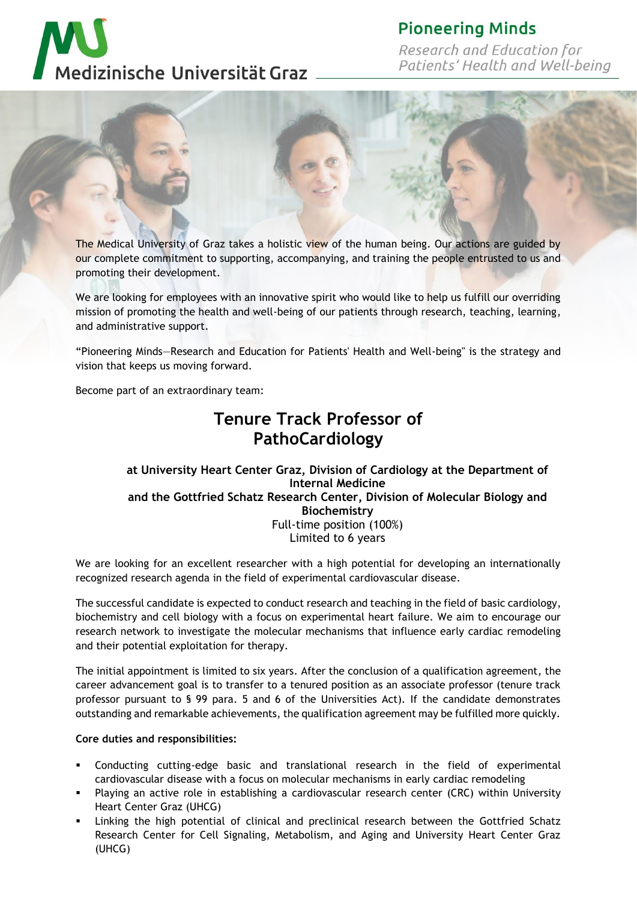Medizinische Universität Graz

**Pioneering Minds**

*Research and Education for Patients' Health and Well-being*

The Medical University of Graz takes a holistic view of the human being. Our actions are guided by our complete commitment to supporting, accompanying, and training the people entrusted to us and promoting their development.

We are looking for employees with an innovative spirit who would like to help us fulfill our overriding mission of promoting the health and well-being of our patients through research, teaching, learning, and administrative support.

"Pioneering Minds—Research and Education for Patients' Health and Well-being" is the strategy and vision that keeps us moving forward.

Become part of an extraordinary team:

# Tenure Track Professor of PathoCardiology

**at University Heart Center Graz, Division of Cardiology at the Department of Internal Medicine**
**and the Gottfried Schatz Research Center, Division of Molecular Biology and Biochemistry**
Full-time position (100%)
Limited to 6 years

We are looking for an excellent researcher with a high potential for developing an internationally recognized research agenda in the field of experimental cardiovascular disease.

The successful candidate is expected to conduct research and teaching in the field of basic cardiology, biochemistry and cell biology with a focus on experimental heart failure. We aim to encourage our research network to investigate the molecular mechanisms that influence early cardiac remodeling and their potential exploitation for therapy.

The initial appointment is limited to six years. After the conclusion of a qualification agreement, the career advancement goal is to transfer to a tenured position as an associate professor (tenure track professor pursuant to § 99 para. 5 and 6 of the Universities Act). If the candidate demonstrates outstanding and remarkable achievements, the qualification agreement may be fulfilled more quickly.

**Core duties and responsibilities:**

- Conducting cutting-edge basic and translational research in the field of experimental cardiovascular disease with a focus on molecular mechanisms in early cardiac remodeling
- Playing an active role in establishing a cardiovascular research center (CRC) within University Heart Center Graz (UHCG)
- Linking the high potential of clinical and preclinical research between the Gottfried Schatz Research Center for Cell Signaling, Metabolism, and Aging and University Heart Center Graz (UHCG)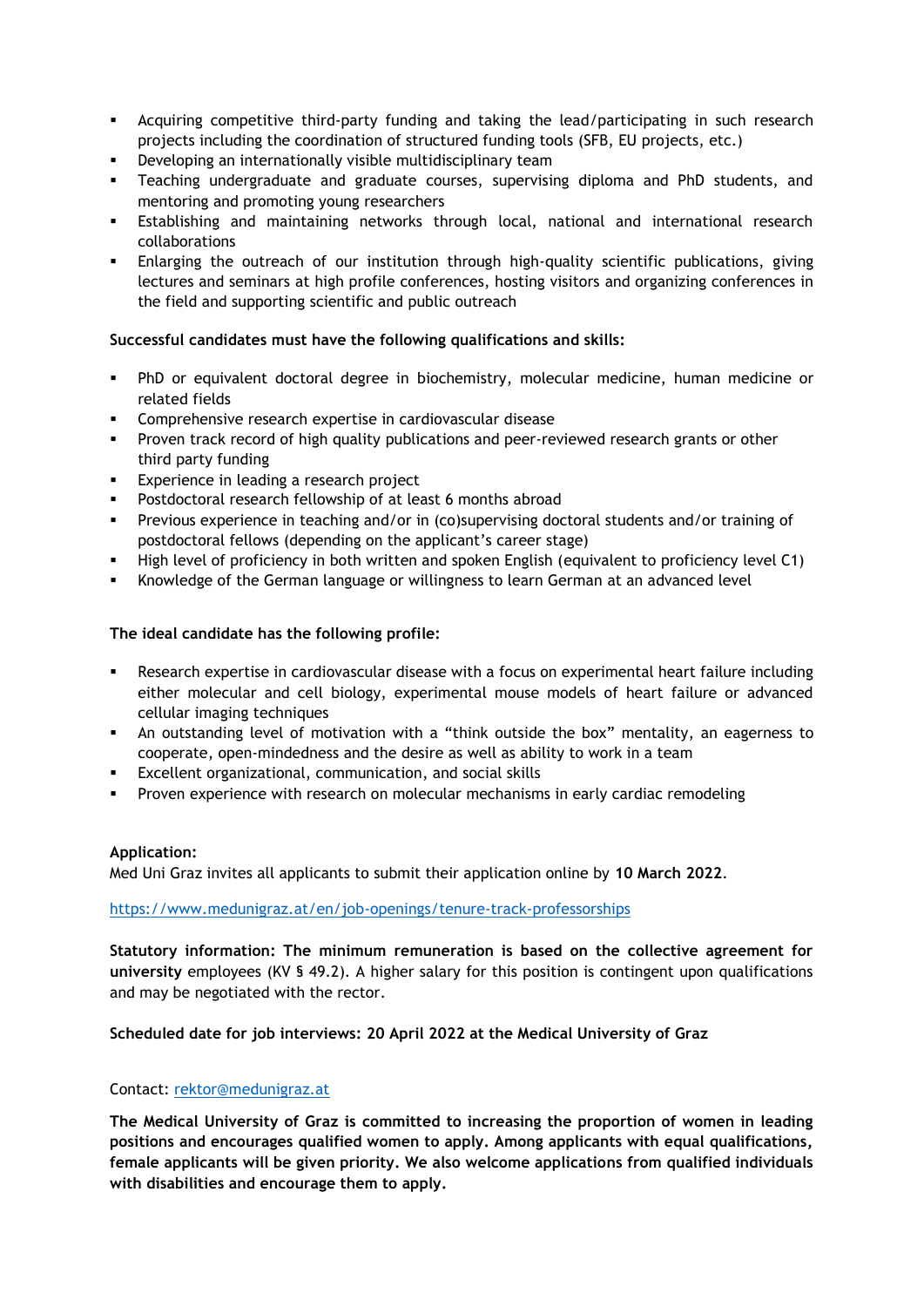- Acquiring competitive third-party funding and taking the lead/participating in such research projects including the coordination of structured funding tools (SFB, EU projects, etc.)
- Developing an internationally visible multidisciplinary team
- Teaching undergraduate and graduate courses, supervising diploma and PhD students, and mentoring and promoting young researchers
- Establishing and maintaining networks through local, national and international research collaborations
- Enlarging the outreach of our institution through high-quality scientific publications, giving lectures and seminars at high profile conferences, hosting visitors and organizing conferences in the field and supporting scientific and public outreach

**Successful candidates must have the following qualifications and skills:**

- PhD or equivalent doctoral degree in biochemistry, molecular medicine, human medicine or related fields
- Comprehensive research expertise in cardiovascular disease
- Proven track record of high quality publications and peer-reviewed research grants or other third party funding
- Experience in leading a research project
- Postdoctoral research fellowship of at least 6 months abroad
- Previous experience in teaching and/or in (co)supervising doctoral students and/or training of postdoctoral fellows (depending on the applicant's career stage)
- High level of proficiency in both written and spoken English (equivalent to proficiency level C1)
- Knowledge of the German language or willingness to learn German at an advanced level

**The ideal candidate has the following profile:**

- Research expertise in cardiovascular disease with a focus on experimental heart failure including either molecular and cell biology, experimental mouse models of heart failure or advanced cellular imaging techniques
- An outstanding level of motivation with a "think outside the box" mentality, an eagerness to cooperate, open-mindedness and the desire as well as ability to work in a team
- Excellent organizational, communication, and social skills
- Proven experience with research on molecular mechanisms in early cardiac remodeling

**Application:**
Med Uni Graz invites all applicants to submit their application online by **10 March 2022**.

https://www.medunigraz.at/en/job-openings/tenure-track-professorships

**Statutory information: The minimum remuneration is based on the collective agreement for university** employees (KV § 49.2). A higher salary for this position is contingent upon qualifications and may be negotiated with the rector.

**Scheduled date for job interviews: 20 April 2022 at the Medical University of Graz**

Contact: rektor@medunigraz.at

**The Medical University of Graz is committed to increasing the proportion of women in leading positions and encourages qualified women to apply. Among applicants with equal qualifications, female applicants will be given priority. We also welcome applications from qualified individuals with disabilities and encourage them to apply.**